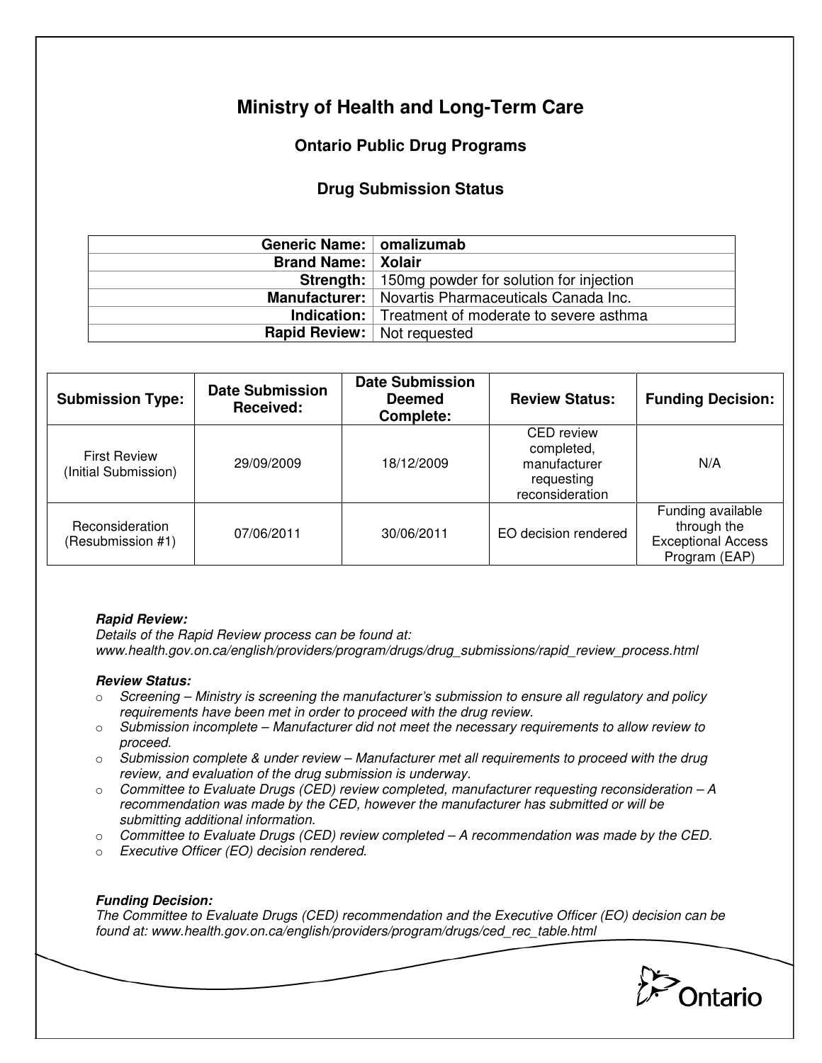# Ministry of Health and Long-Term Care

## Ontario Public Drug Programs

### Drug Submission Status

| | |
|---:|---|
| **Generic Name:** | **omalizumab** |
| **Brand Name:** | **Xolair** |
| **Strength:** | 150mg powder for solution for injection |
| **Manufacturer:** | Novartis Pharmaceuticals Canada Inc. |
| **Indication:** | Treatment of moderate to severe asthma |
| **Rapid Review:** | Not requested |

| Submission Type: | Date Submission Received: | Date Submission Deemed Complete: | Review Status: | Funding Decision: |
|---|---|---|---|---|
| First Review (Initial Submission) | 29/09/2009 | 18/12/2009 | CED review completed, manufacturer requesting reconsideration | N/A |
| Reconsideration (Resubmission #1) | 07/06/2011 | 30/06/2011 | EO decision rendered | Funding available through the Exceptional Access Program (EAP) |

***Rapid Review:***

*Details of the Rapid Review process can be found at:*
*www.health.gov.on.ca/english/providers/program/drugs/drug_submissions/rapid_review_process.html*

***Review Status:***

- *Screening – Ministry is screening the manufacturer's submission to ensure all regulatory and policy requirements have been met in order to proceed with the drug review.*
- *Submission incomplete – Manufacturer did not meet the necessary requirements to allow review to proceed.*
- *Submission complete & under review – Manufacturer met all requirements to proceed with the drug review, and evaluation of the drug submission is underway.*
- *Committee to Evaluate Drugs (CED) review completed, manufacturer requesting reconsideration – A recommendation was made by the CED, however the manufacturer has submitted or will be submitting additional information.*
- *Committee to Evaluate Drugs (CED) review completed – A recommendation was made by the CED.*
- *Executive Officer (EO) decision rendered.*

***Funding Decision:***

*The Committee to Evaluate Drugs (CED) recommendation and the Executive Officer (EO) decision can be found at: www.health.gov.on.ca/english/providers/program/drugs/ced_rec_table.html*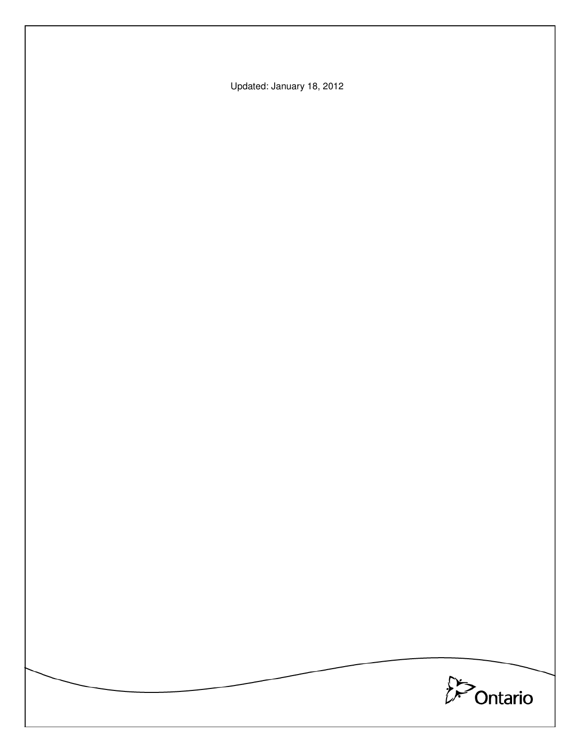Updated: January 18, 2012

Ontario